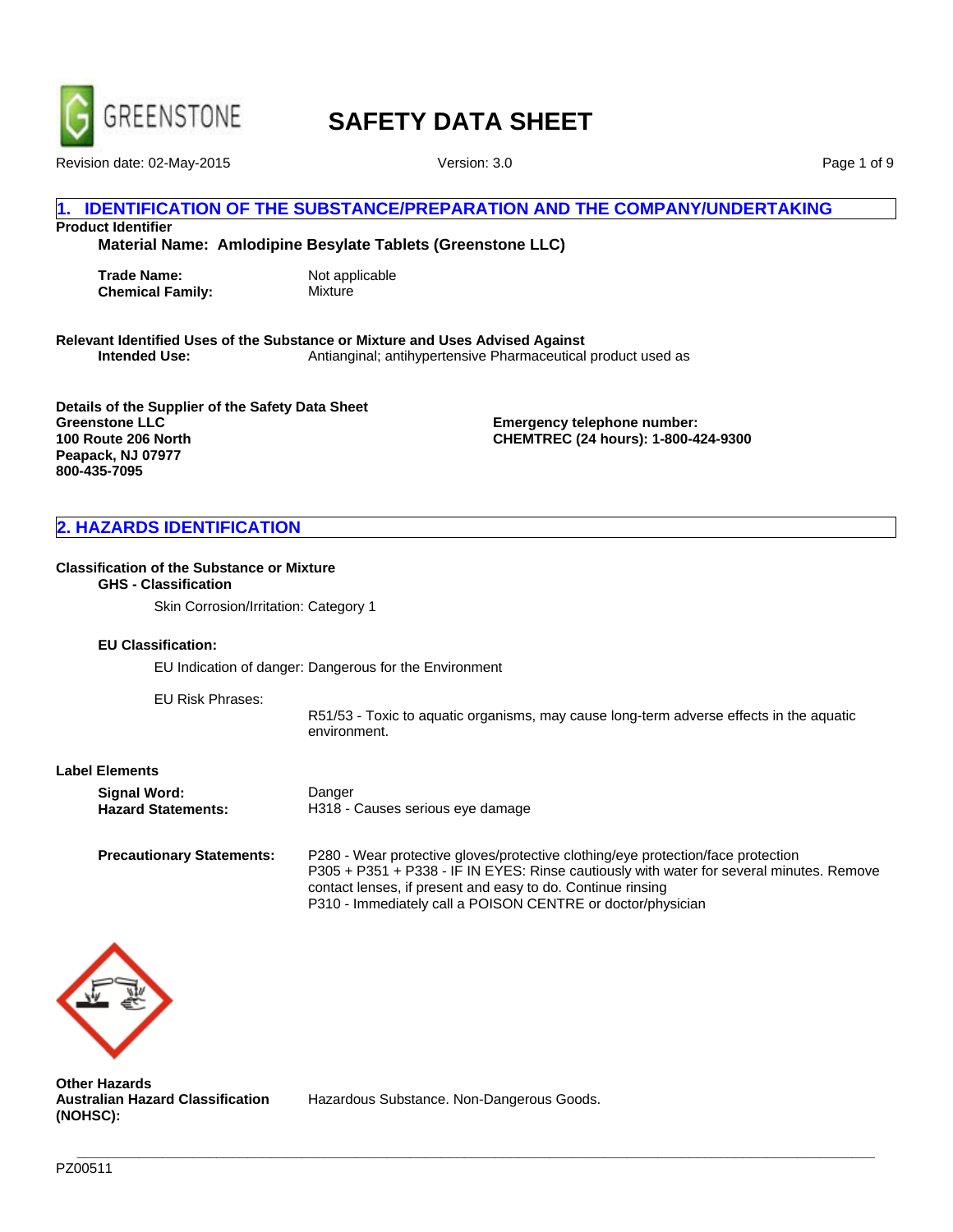# SAFETY DATA SHEET

Revision date: 02-May-2015

Version: 3.0

## 1. IDENTIFICATION OF THE SUBSTANCE/PREPARATION AND THE COMPANY/UNDERTAKING

**Product Identifier**

**Material Name: Amlodipine Besylate Tablets (Greenstone LLC)**

**Trade Name:** Not applicable
**Chemical Family:** Mixture

**Relevant Identified Uses of the Substance or Mixture and Uses Advised Against**
**Intended Use:** Antianginal; antihypertensive Pharmaceutical product used as

**Details of the Supplier of the Safety Data Sheet**
**Greenstone LLC**
**100 Route 206 North**
**Peapack, NJ 07977**
**800-435-7095**

**Emergency telephone number:**
**CHEMTREC (24 hours): 1-800-424-9300**

## 2. HAZARDS IDENTIFICATION

**Classification of the Substance or Mixture**

**GHS - Classification**

Skin Corrosion/Irritation: Category 1

**EU Classification:**

EU Indication of danger: Dangerous for the Environment

EU Risk Phrases:

R51/53 - Toxic to aquatic organisms, may cause long-term adverse effects in the aquatic environment.

**Label Elements**

**Signal Word:** Danger
**Hazard Statements:** H318 - Causes serious eye damage

**Precautionary Statements:**
P280 - Wear protective gloves/protective clothing/eye protection/face protection
P305 + P351 + P338 - IF IN EYES: Rinse cautiously with water for several minutes. Remove contact lenses, if present and easy to do. Continue rinsing
P310 - Immediately call a POISON CENTRE or doctor/physician

**Other Hazards**
**Australian Hazard Classification (NOHSC):** Hazardous Substance. Non-Dangerous Goods.

PZ00511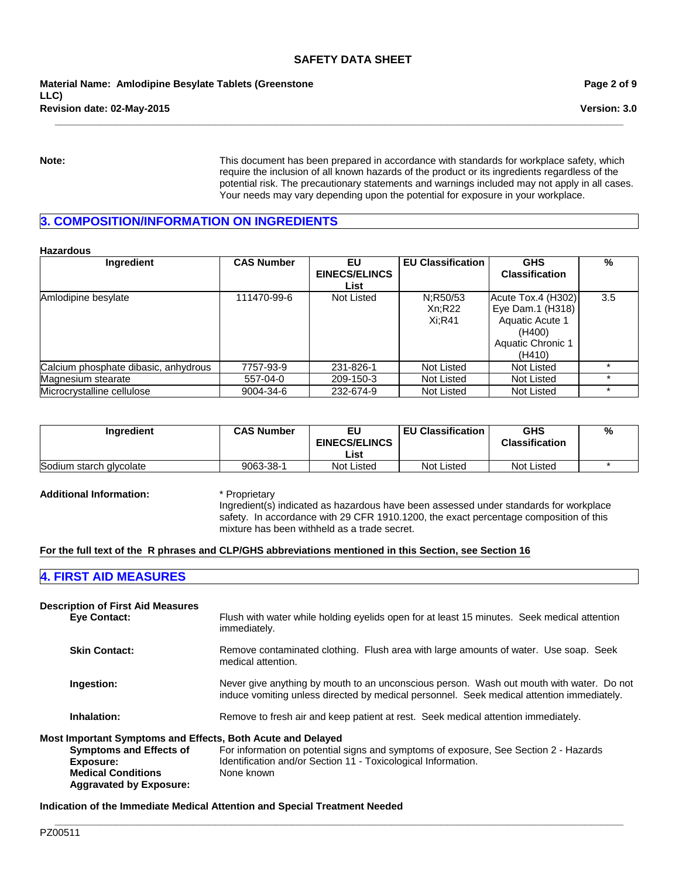**Note:** This document has been prepared in accordance with standards for workplace safety, which require the inclusion of all known hazards of the product or its ingredients regardless of the potential risk. The precautionary statements and warnings included may not apply in all cases. Your needs may vary depending upon the potential for exposure in your workplace.

## 3. COMPOSITION/INFORMATION ON INGREDIENTS

**Hazardous**

| Ingredient | CAS Number | EU EINECS/ELINCS List | EU Classification | GHS Classification | % |
|---|---|---|---|---|---|
| Amlodipine besylate | 111470-99-6 | Not Listed | N;R50/53<br>Xn;R22<br>Xi;R41 | Acute Tox.4 (H302)<br>Eye Dam.1 (H318)<br>Aquatic Acute 1 (H400)<br>Aquatic Chronic 1 (H410) | 3.5 |
| Calcium phosphate dibasic, anhydrous | 7757-93-9 | 231-826-1 | Not Listed | Not Listed | * |
| Magnesium stearate | 557-04-0 | 209-150-3 | Not Listed | Not Listed | * |
| Microcrystalline cellulose | 9004-34-6 | 232-674-9 | Not Listed | Not Listed | * |
| Sodium starch glycolate | 9063-38-1 | Not Listed | Not Listed | Not Listed | * |

**Additional Information:** * Proprietary
Ingredient(s) indicated as hazardous have been assessed under standards for workplace safety. In accordance with 29 CFR 1910.1200, the exact percentage composition of this mixture has been withheld as a trade secret.

**For the full text of the R phrases and CLP/GHS abbreviations mentioned in this Section, see Section 16**

## 4. FIRST AID MEASURES

**Description of First Aid Measures**

**Eye Contact:** Flush with water while holding eyelids open for at least 15 minutes. Seek medical attention immediately.

**Skin Contact:** Remove contaminated clothing. Flush area with large amounts of water. Use soap. Seek medical attention.

**Ingestion:** Never give anything by mouth to an unconscious person. Wash out mouth with water. Do not induce vomiting unless directed by medical personnel. Seek medical attention immediately.

**Inhalation:** Remove to fresh air and keep patient at rest. Seek medical attention immediately.

**Most Important Symptoms and Effects, Both Acute and Delayed**

**Symptoms and Effects of Exposure:** For information on potential signs and symptoms of exposure, See Section 2 - Hazards Identification and/or Section 11 - Toxicological Information.

**Medical Conditions Aggravated by Exposure:** None known

**Indication of the Immediate Medical Attention and Special Treatment Needed**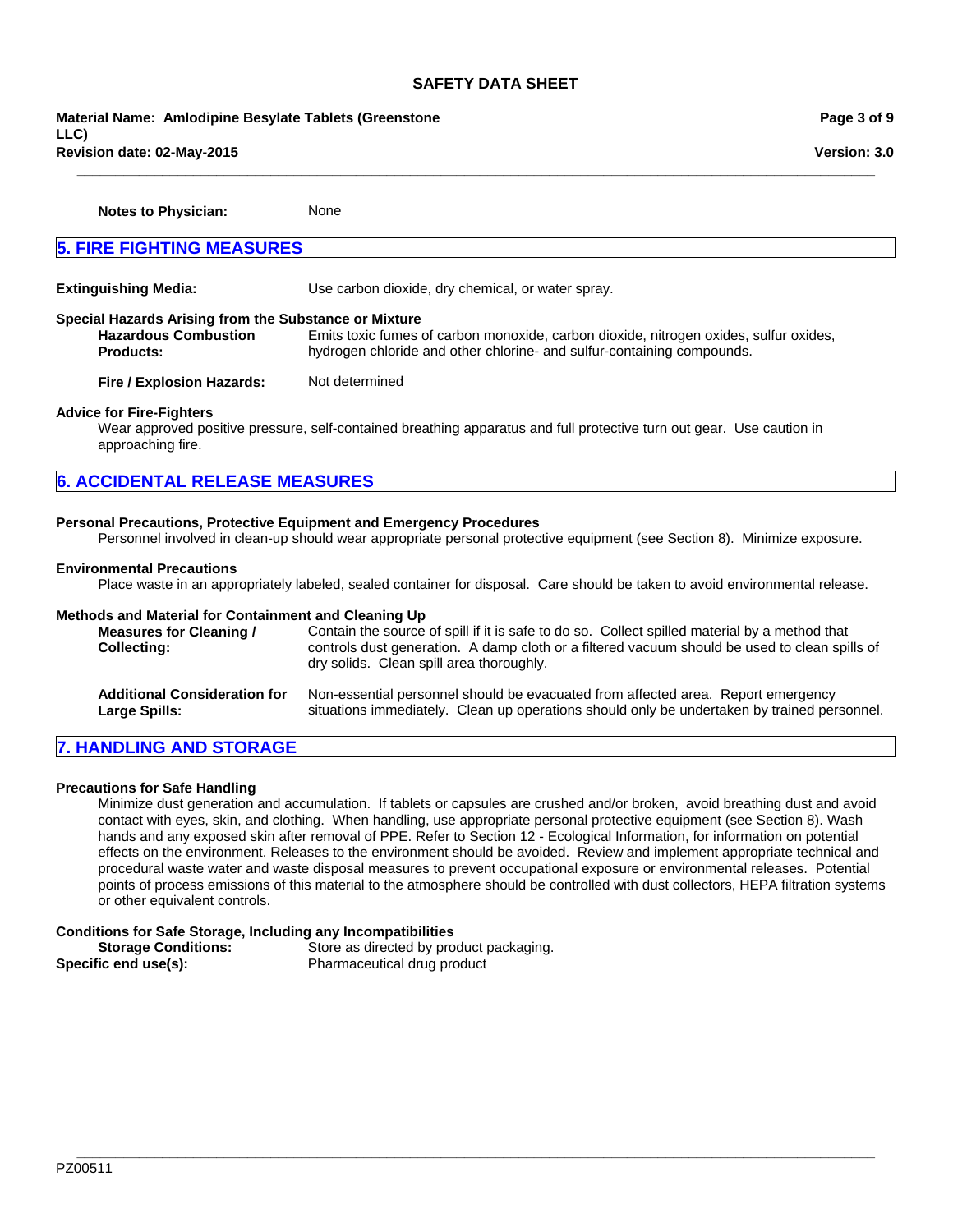**Notes to Physician:** None

## 5. FIRE FIGHTING MEASURES

**Extinguishing Media:** Use carbon dioxide, dry chemical, or water spray.

**Special Hazards Arising from the Substance or Mixture**

**Hazardous Combustion Products:** Emits toxic fumes of carbon monoxide, carbon dioxide, nitrogen oxides, sulfur oxides, hydrogen chloride and other chlorine- and sulfur-containing compounds.

**Fire / Explosion Hazards:** Not determined

**Advice for Fire-Fighters**

Wear approved positive pressure, self-contained breathing apparatus and full protective turn out gear. Use caution in approaching fire.

## 6. ACCIDENTAL RELEASE MEASURES

**Personal Precautions, Protective Equipment and Emergency Procedures**

Personnel involved in clean-up should wear appropriate personal protective equipment (see Section 8). Minimize exposure.

**Environmental Precautions**

Place waste in an appropriately labeled, sealed container for disposal. Care should be taken to avoid environmental release.

**Methods and Material for Containment and Cleaning Up**

**Measures for Cleaning / Collecting:** Contain the source of spill if it is safe to do so. Collect spilled material by a method that controls dust generation. A damp cloth or a filtered vacuum should be used to clean spills of dry solids. Clean spill area thoroughly.

**Additional Consideration for Large Spills:** Non-essential personnel should be evacuated from affected area. Report emergency situations immediately. Clean up operations should only be undertaken by trained personnel.

## 7. HANDLING AND STORAGE

**Precautions for Safe Handling**

Minimize dust generation and accumulation. If tablets or capsules are crushed and/or broken, avoid breathing dust and avoid contact with eyes, skin, and clothing. When handling, use appropriate personal protective equipment (see Section 8). Wash hands and any exposed skin after removal of PPE. Refer to Section 12 - Ecological Information, for information on potential effects on the environment. Releases to the environment should be avoided. Review and implement appropriate technical and procedural waste water and waste disposal measures to prevent occupational exposure or environmental releases. Potential points of process emissions of this material to the atmosphere should be controlled with dust collectors, HEPA filtration systems or other equivalent controls.

**Conditions for Safe Storage, Including any Incompatibilities**

**Storage Conditions:** Store as directed by product packaging.

**Specific end use(s):** Pharmaceutical drug product

PZ00511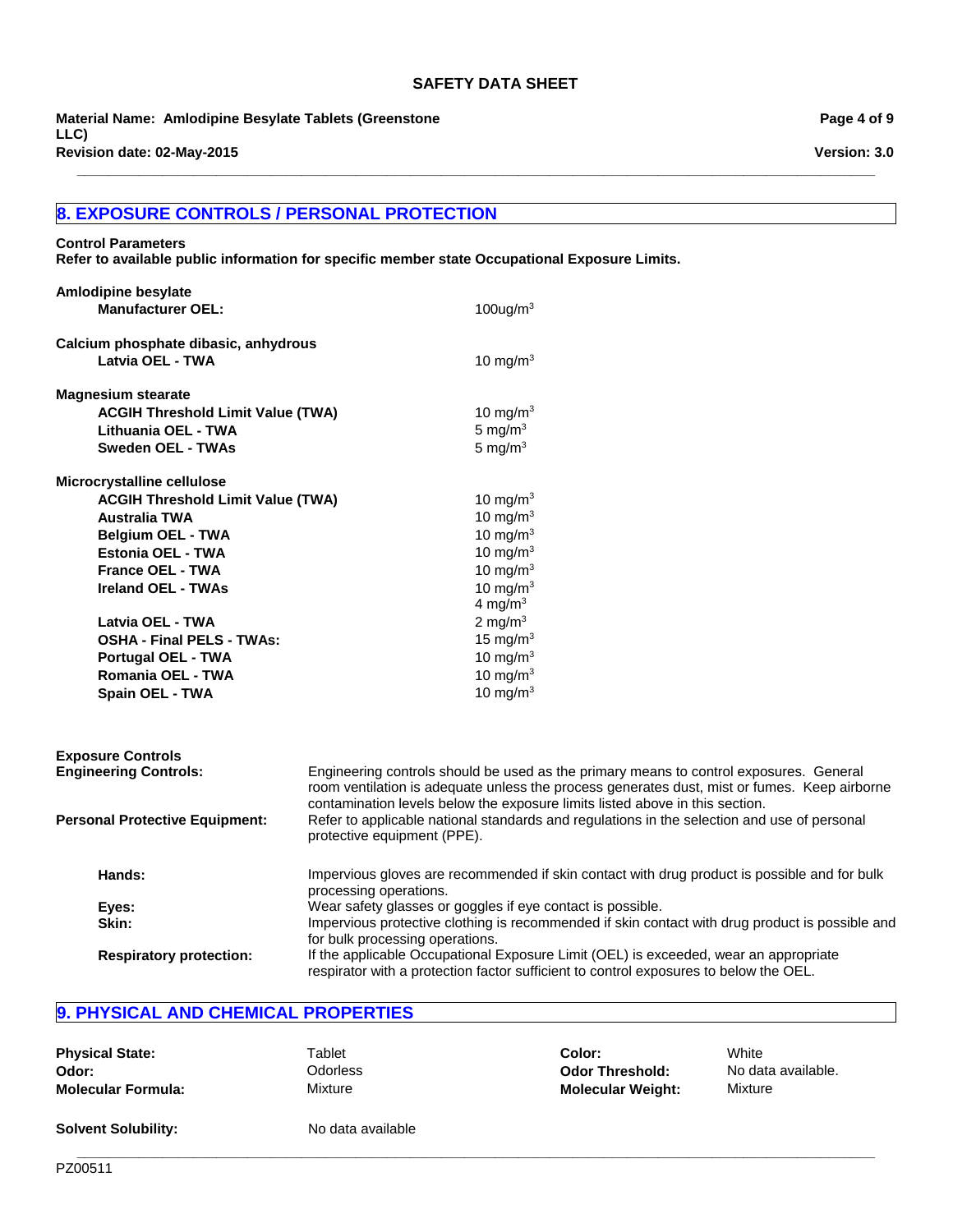## 8. EXPOSURE CONTROLS / PERSONAL PROTECTION

**Control Parameters**
**Refer to available public information for specific member state Occupational Exposure Limits.**

**Amlodipine besylate**

| | |
|---|---|
| **Manufacturer OEL:** | 100ug/m$^3$ |

**Calcium phosphate dibasic, anhydrous**

| | |
|---|---|
| **Latvia OEL - TWA** | 10 mg/m$^3$ |

**Magnesium stearate**

| | |
|---|---|
| **ACGIH Threshold Limit Value (TWA)** | 10 mg/m$^3$ |
| **Lithuania OEL - TWA** | 5 mg/m$^3$ |
| **Sweden OEL - TWAs** | 5 mg/m$^3$ |

**Microcrystalline cellulose**

| | |
|---|---|
| **ACGIH Threshold Limit Value (TWA)** | 10 mg/m$^3$ |
| **Australia TWA** | 10 mg/m$^3$ |
| **Belgium OEL - TWA** | 10 mg/m$^3$ |
| **Estonia OEL - TWA** | 10 mg/m$^3$ |
| **France OEL - TWA** | 10 mg/m$^3$ |
| **Ireland OEL - TWAs** | 10 mg/m$^3$<br>4 mg/m$^3$ |
| **Latvia OEL - TWA** | 2 mg/m$^3$ |
| **OSHA - Final PELS - TWAs:** | 15 mg/m$^3$ |
| **Portugal OEL - TWA** | 10 mg/m$^3$ |
| **Romania OEL - TWA** | 10 mg/m$^3$ |
| **Spain OEL - TWA** | 10 mg/m$^3$ |

**Exposure Controls**

**Engineering Controls:** Engineering controls should be used as the primary means to control exposures. General room ventilation is adequate unless the process generates dust, mist or fumes. Keep airborne contamination levels below the exposure limits listed above in this section.

**Personal Protective Equipment:** Refer to applicable national standards and regulations in the selection and use of personal protective equipment (PPE).

**Hands:** Impervious gloves are recommended if skin contact with drug product is possible and for bulk processing operations.

**Eyes:** Wear safety glasses or goggles if eye contact is possible.

**Skin:** Impervious protective clothing is recommended if skin contact with drug product is possible and for bulk processing operations.

**Respiratory protection:** If the applicable Occupational Exposure Limit (OEL) is exceeded, wear an appropriate respirator with a protection factor sufficient to control exposures to below the OEL.

## 9. PHYSICAL AND CHEMICAL PROPERTIES

| | | | |
|---|---|---|---|
| **Physical State:** | Tablet | **Color:** | White |
| **Odor:** | Odorless | **Odor Threshold:** | No data available. |
| **Molecular Formula:** | Mixture | **Molecular Weight:** | Mixture |

**Solvent Solubility:** No data available

PZ00511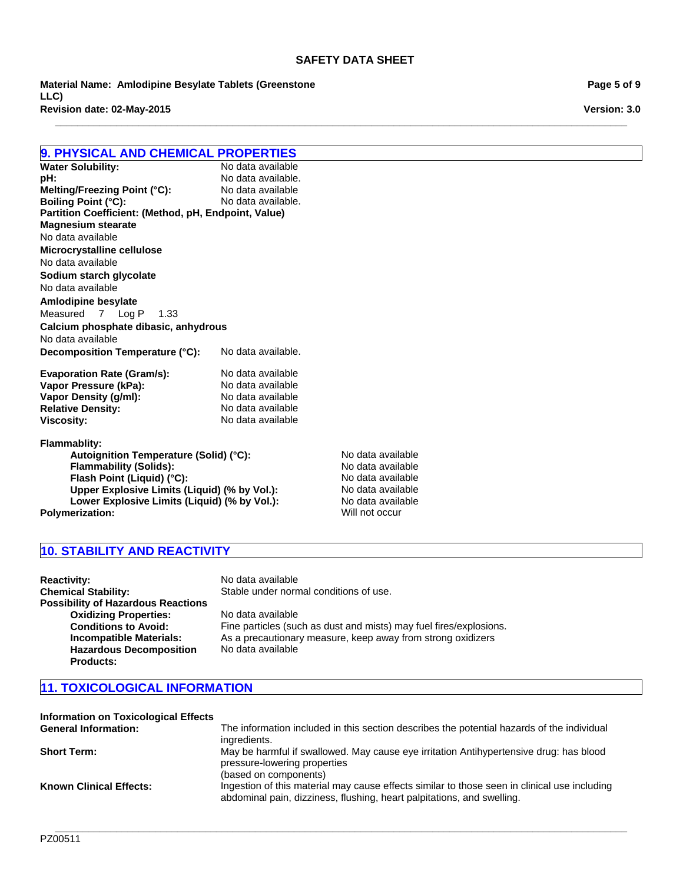## 9. PHYSICAL AND CHEMICAL PROPERTIES

**Water Solubility:** No data available
**pH:** No data available.
**Melting/Freezing Point (°C):** No data available
**Boiling Point (°C):** No data available.
**Partition Coefficient: (Method, pH, Endpoint, Value)**

**Magnesium stearate**
No data available

**Microcrystalline cellulose**
No data available

**Sodium starch glycolate**
No data available

**Amlodipine besylate**
Measured 7 Log P 1.33

**Calcium phosphate dibasic, anhydrous**
No data available

**Decomposition Temperature (°C):** No data available.

**Evaporation Rate (Gram/s):** No data available
**Vapor Pressure (kPa):** No data available
**Vapor Density (g/ml):** No data available
**Relative Density:** No data available
**Viscosity:** No data available

**Flammablity:**

- **Autoignition Temperature (Solid) (°C):** No data available
- **Flammability (Solids):** No data available
- **Flash Point (Liquid) (°C):** No data available
- **Upper Explosive Limits (Liquid) (% by Vol.):** No data available
- **Lower Explosive Limits (Liquid) (% by Vol.):** No data available

**Polymerization:** Will not occur

## 10. STABILITY AND REACTIVITY

**Reactivity:** No data available
**Chemical Stability:** Stable under normal conditions of use.
**Possibility of Hazardous Reactions**

- **Oxidizing Properties:** No data available
- **Conditions to Avoid:** Fine particles (such as dust and mists) may fuel fires/explosions.
- **Incompatible Materials:** As a precautionary measure, keep away from strong oxidizers
- **Hazardous Decomposition Products:** No data available

## 11. TOXICOLOGICAL INFORMATION

**Information on Toxicological Effects**

**General Information:** The information included in this section describes the potential hazards of the individual ingredients.

**Short Term:** May be harmful if swallowed. May cause eye irritation Antihypertensive drug: has blood pressure-lowering properties
(based on components)

**Known Clinical Effects:** Ingestion of this material may cause effects similar to those seen in clinical use including abdominal pain, dizziness, flushing, heart palpitations, and swelling.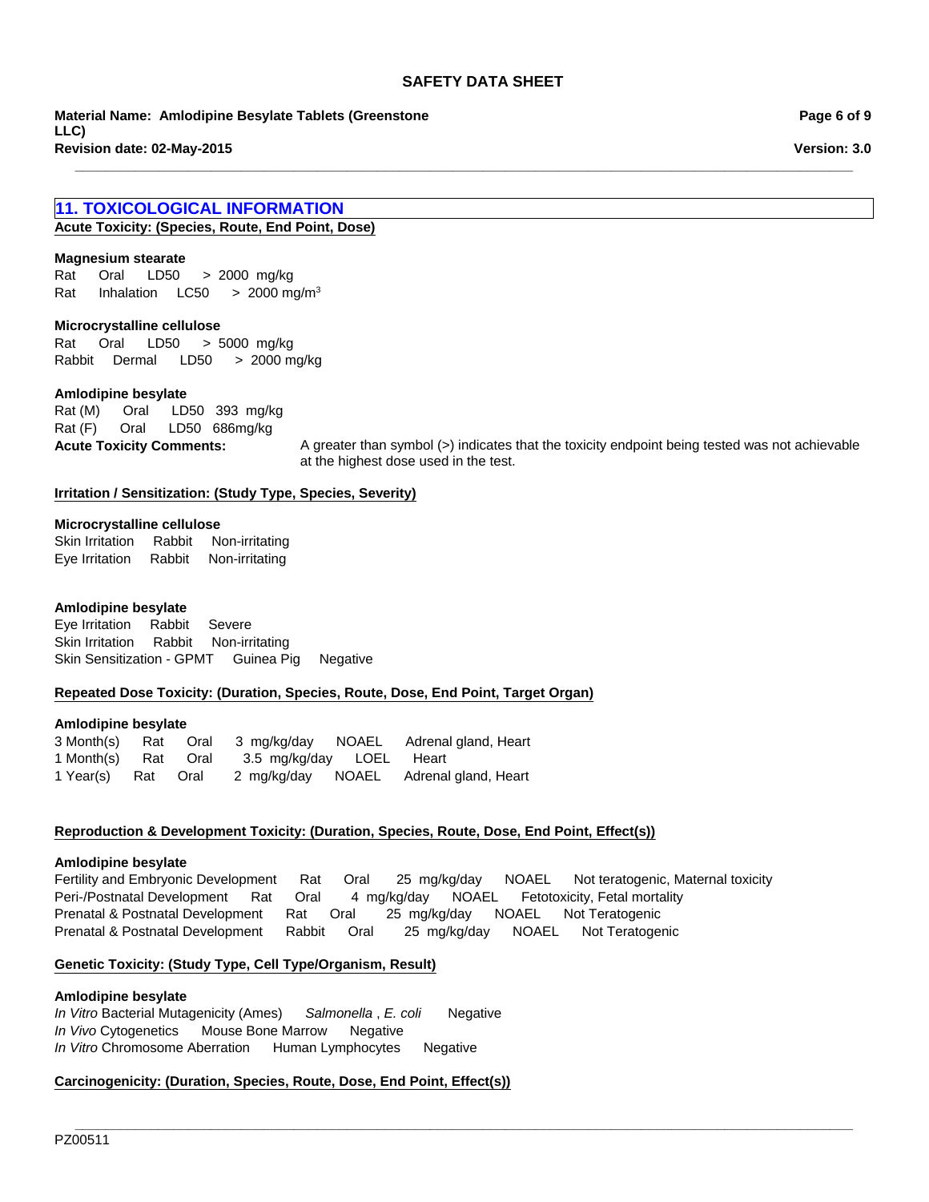## 11. TOXICOLOGICAL INFORMATION

**Acute Toxicity: (Species, Route, End Point, Dose)**

**Magnesium stearate**

| | | | |
|---|---|---|---|
| Rat | Oral | LD50 | > 2000 mg/kg |
| Rat | Inhalation | LC50 | > 2000 mg/m$^3$ |

**Microcrystalline cellulose**

| | | | |
|---|---|---|---|
| Rat | Oral | LD50 | > 5000 mg/kg |
| Rabbit | Dermal | LD50 | > 2000 mg/kg |

**Amlodipine besylate**

| | | | |
|---|---|---|---|
| Rat (M) | Oral | LD50 | 393 mg/kg |
| Rat (F) | Oral | LD50 | 686mg/kg |

**Acute Toxicity Comments:** A greater than symbol (>) indicates that the toxicity endpoint being tested was not achievable at the highest dose used in the test.

**Irritation / Sensitization: (Study Type, Species, Severity)**

**Microcrystalline cellulose**

| | | |
|---|---|---|
| Skin Irritation | Rabbit | Non-irritating |
| Eye Irritation | Rabbit | Non-irritating |

**Amlodipine besylate**

| | | |
|---|---|---|
| Eye Irritation | Rabbit | Severe |
| Skin Irritation | Rabbit | Non-irritating |
| Skin Sensitization - GPMT | Guinea Pig | Negative |

**Repeated Dose Toxicity: (Duration, Species, Route, Dose, End Point, Target Organ)**

**Amlodipine besylate**

| | | | | | |
|---|---|---|---|---|---|
| 3 Month(s) | Rat | Oral | 3 mg/kg/day | NOAEL | Adrenal gland, Heart |
| 1 Month(s) | Rat | Oral | 3.5 mg/kg/day | LOEL | Heart |
| 1 Year(s) | Rat | Oral | 2 mg/kg/day | NOAEL | Adrenal gland, Heart |

**Reproduction & Development Toxicity: (Duration, Species, Route, Dose, End Point, Effect(s))**

**Amlodipine besylate**

| | | | | | |
|---|---|---|---|---|---|
| Fertility and Embryonic Development | Rat | Oral | 25 mg/kg/day | NOAEL | Not teratogenic, Maternal toxicity |
| Peri-/Postnatal Development | Rat | Oral | 4 mg/kg/day | NOAEL | Fetotoxicity, Fetal mortality |
| Prenatal & Postnatal Development | Rat | Oral | 25 mg/kg/day | NOAEL | Not Teratogenic |
| Prenatal & Postnatal Development | Rabbit | Oral | 25 mg/kg/day | NOAEL | Not Teratogenic |

**Genetic Toxicity: (Study Type, Cell Type/Organism, Result)**

**Amlodipine besylate**

| | | |
|---|---|---|
| *In Vitro* Bacterial Mutagenicity (Ames) | *Salmonella* , *E. coli* | Negative |
| *In Vivo* Cytogenetics | Mouse Bone Marrow | Negative |
| *In Vitro* Chromosome Aberration | Human Lymphocytes | Negative |

**Carcinogenicity: (Duration, Species, Route, Dose, End Point, Effect(s))**

PZ00511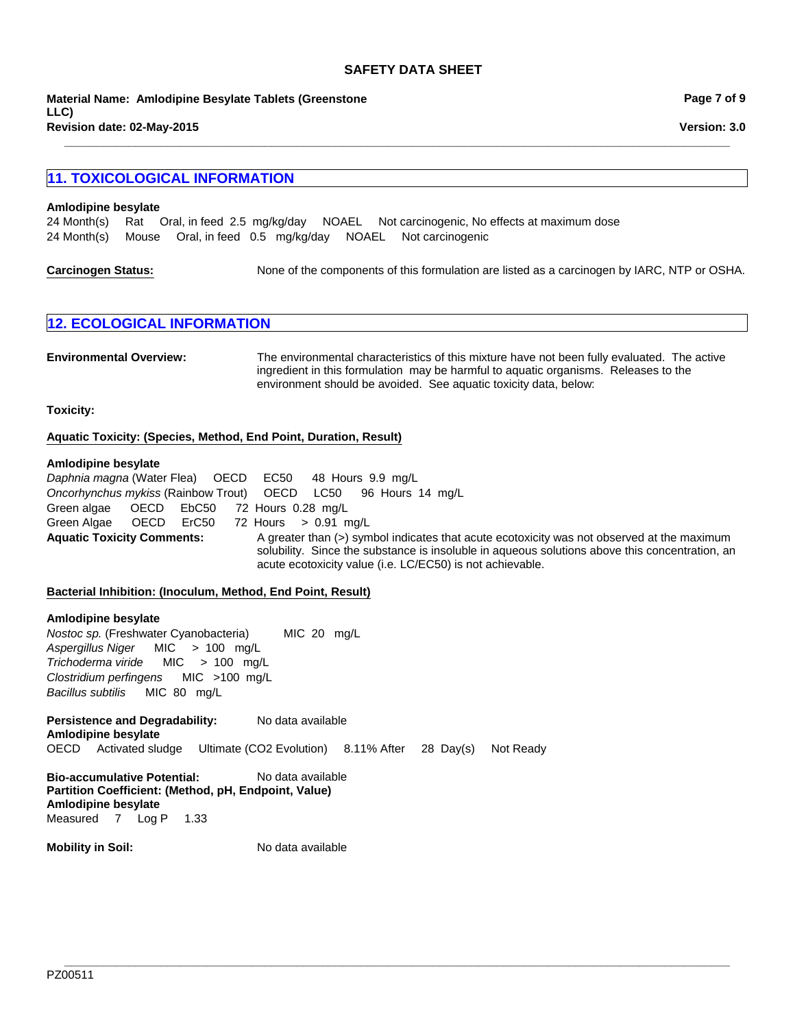## 11. TOXICOLOGICAL INFORMATION

**Amlodipine besylate**

24 Month(s) Rat Oral, in feed 2.5 mg/kg/day NOAEL Not carcinogenic, No effects at maximum dose
24 Month(s) Mouse Oral, in feed 0.5 mg/kg/day NOAEL Not carcinogenic

**Carcinogen Status:** None of the components of this formulation are listed as a carcinogen by IARC, NTP or OSHA.

## 12. ECOLOGICAL INFORMATION

**Environmental Overview:** The environmental characteristics of this mixture have not been fully evaluated. The active ingredient in this formulation may be harmful to aquatic organisms. Releases to the environment should be avoided. See aquatic toxicity data, below:

**Toxicity:**

**Aquatic Toxicity: (Species, Method, End Point, Duration, Result)**

**Amlodipine besylate**

*Daphnia magna* (Water Flea) OECD EC50 48 Hours 9.9 mg/L
*Oncorhynchus mykiss* (Rainbow Trout) OECD LC50 96 Hours 14 mg/L
Green algae OECD EbC50 72 Hours 0.28 mg/L
Green Algae OECD ErC50 72 Hours > 0.91 mg/L

**Aquatic Toxicity Comments:** A greater than (>) symbol indicates that acute ecotoxicity was not observed at the maximum solubility. Since the substance is insoluble in aqueous solutions above this concentration, an acute ecotoxicity value (i.e. LC/EC50) is not achievable.

**Bacterial Inhibition: (Inoculum, Method, End Point, Result)**

**Amlodipine besylate**

*Nostoc sp.* (Freshwater Cyanobacteria) MIC 20 mg/L
*Aspergillus Niger* MIC > 100 mg/L
*Trichoderma viride* MIC > 100 mg/L
*Clostridium perfingens* MIC >100 mg/L
*Bacillus subtilis* MIC 80 mg/L

**Persistence and Degradability:** No data available

**Amlodipine besylate**

OECD Activated sludge Ultimate ($CO_2$ Evolution) 8.11% After 28 Day(s) Not Ready

**Bio-accumulative Potential:** No data available

**Partition Coefficient: (Method, pH, Endpoint, Value)**

**Amlodipine besylate**

Measured 7 Log P 1.33

**Mobility in Soil:** No data available

PZ00511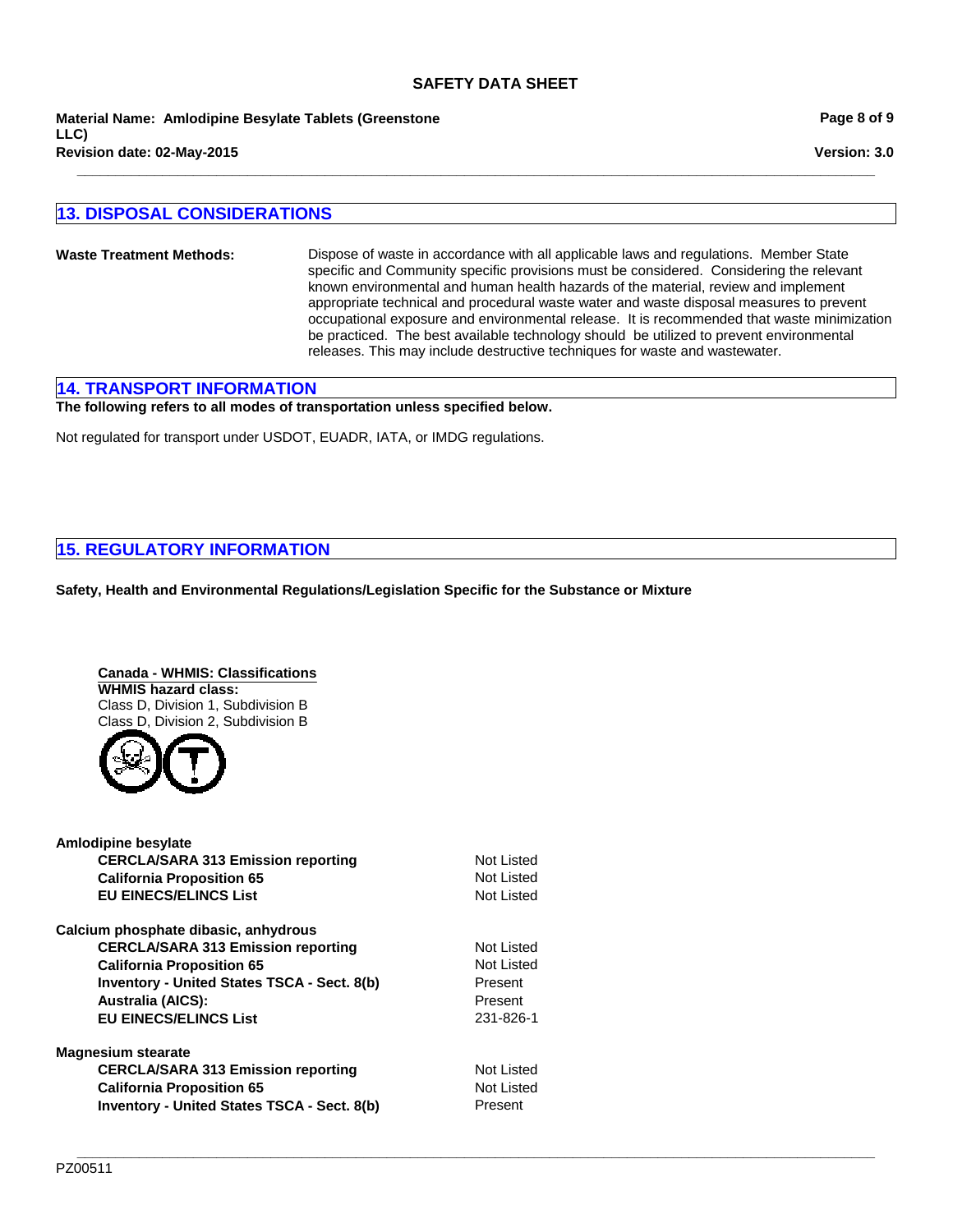## 13. DISPOSAL CONSIDERATIONS

**Waste Treatment Methods:** Dispose of waste in accordance with all applicable laws and regulations. Member State specific and Community specific provisions must be considered. Considering the relevant known environmental and human health hazards of the material, review and implement appropriate technical and procedural waste water and waste disposal measures to prevent occupational exposure and environmental release. It is recommended that waste minimization be practiced. The best available technology should be utilized to prevent environmental releases. This may include destructive techniques for waste and wastewater.

## 14. TRANSPORT INFORMATION

**The following refers to all modes of transportation unless specified below.**

Not regulated for transport under USDOT, EUADR, IATA, or IMDG regulations.

## 15. REGULATORY INFORMATION

**Safety, Health and Environmental Regulations/Legislation Specific for the Substance or Mixture**

**Canada - WHMIS: Classifications**

**WHMIS hazard class:**
Class D, Division 1, Subdivision B
Class D, Division 2, Subdivision B

**Amlodipine besylate**

| | |
|---|---|
| **CERCLA/SARA 313 Emission reporting** | Not Listed |
| **California Proposition 65** | Not Listed |
| **EU EINECS/ELINCS List** | Not Listed |

**Calcium phosphate dibasic, anhydrous**

| | |
|---|---|
| **CERCLA/SARA 313 Emission reporting** | Not Listed |
| **California Proposition 65** | Not Listed |
| **Inventory - United States TSCA - Sect. 8(b)** | Present |
| **Australia (AICS):** | Present |
| **EU EINECS/ELINCS List** | 231-826-1 |

**Magnesium stearate**

| | |
|---|---|
| **CERCLA/SARA 313 Emission reporting** | Not Listed |
| **California Proposition 65** | Not Listed |
| **Inventory - United States TSCA - Sect. 8(b)** | Present |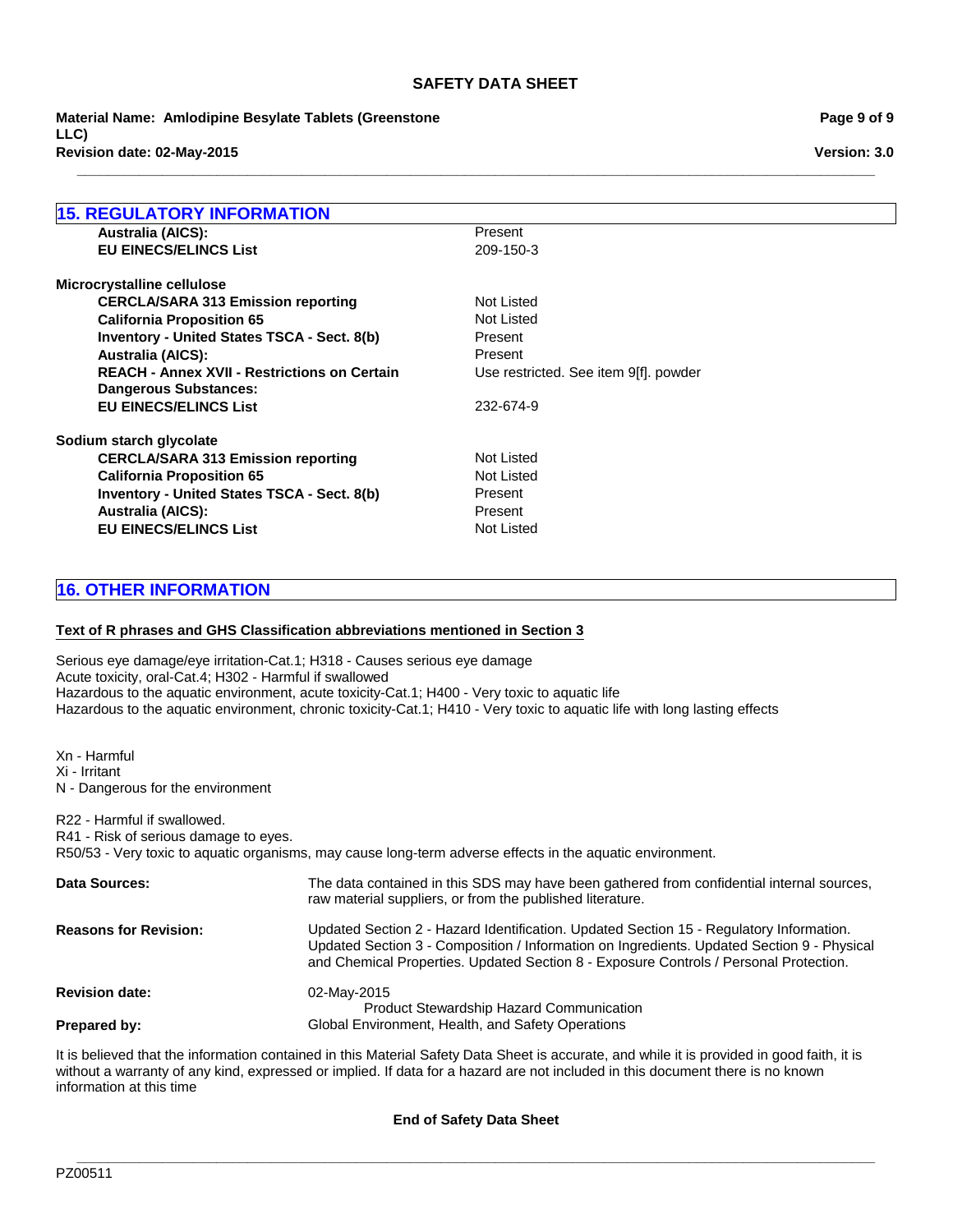## 15. REGULATORY INFORMATION

| | |
|---|---|
| **Australia (AICS):** | Present |
| **EU EINECS/ELINCS List** | 209-150-3 |

**Microcrystalline cellulose**

| | |
|---|---|
| **CERCLA/SARA 313 Emission reporting** | Not Listed |
| **California Proposition 65** | Not Listed |
| **Inventory - United States TSCA - Sect. 8(b)** | Present |
| **Australia (AICS):** | Present |
| **REACH - Annex XVII - Restrictions on Certain Dangerous Substances:** | Use restricted. See item 9[f]. powder |
| **EU EINECS/ELINCS List** | 232-674-9 |

**Sodium starch glycolate**

| | |
|---|---|
| **CERCLA/SARA 313 Emission reporting** | Not Listed |
| **California Proposition 65** | Not Listed |
| **Inventory - United States TSCA - Sect. 8(b)** | Present |
| **Australia (AICS):** | Present |
| **EU EINECS/ELINCS List** | Not Listed |

## 16. OTHER INFORMATION

**Text of R phrases and GHS Classification abbreviations mentioned in Section 3**

Serious eye damage/eye irritation-Cat.1; H318 - Causes serious eye damage
Acute toxicity, oral-Cat.4; H302 - Harmful if swallowed
Hazardous to the aquatic environment, acute toxicity-Cat.1; H400 - Very toxic to aquatic life
Hazardous to the aquatic environment, chronic toxicity-Cat.1; H410 - Very toxic to aquatic life with long lasting effects

Xn - Harmful
Xi - Irritant
N - Dangerous for the environment

R22 - Harmful if swallowed.
R41 - Risk of serious damage to eyes.
R50/53 - Very toxic to aquatic organisms, may cause long-term adverse effects in the aquatic environment.

| | |
|---|---|
| **Data Sources:** | The data contained in this SDS may have been gathered from confidential internal sources, raw material suppliers, or from the published literature. |
| **Reasons for Revision:** | Updated Section 2 - Hazard Identification. Updated Section 15 - Regulatory Information. Updated Section 3 - Composition / Information on Ingredients. Updated Section 9 - Physical and Chemical Properties. Updated Section 8 - Exposure Controls / Personal Protection. |
| **Revision date:** | 02-May-2015 |
| **Prepared by:** | Product Stewardship Hazard Communication<br>Global Environment, Health, and Safety Operations |

It is believed that the information contained in this Material Safety Data Sheet is accurate, and while it is provided in good faith, it is without a warranty of any kind, expressed or implied. If data for a hazard are not included in this document there is no known information at this time

**End of Safety Data Sheet**